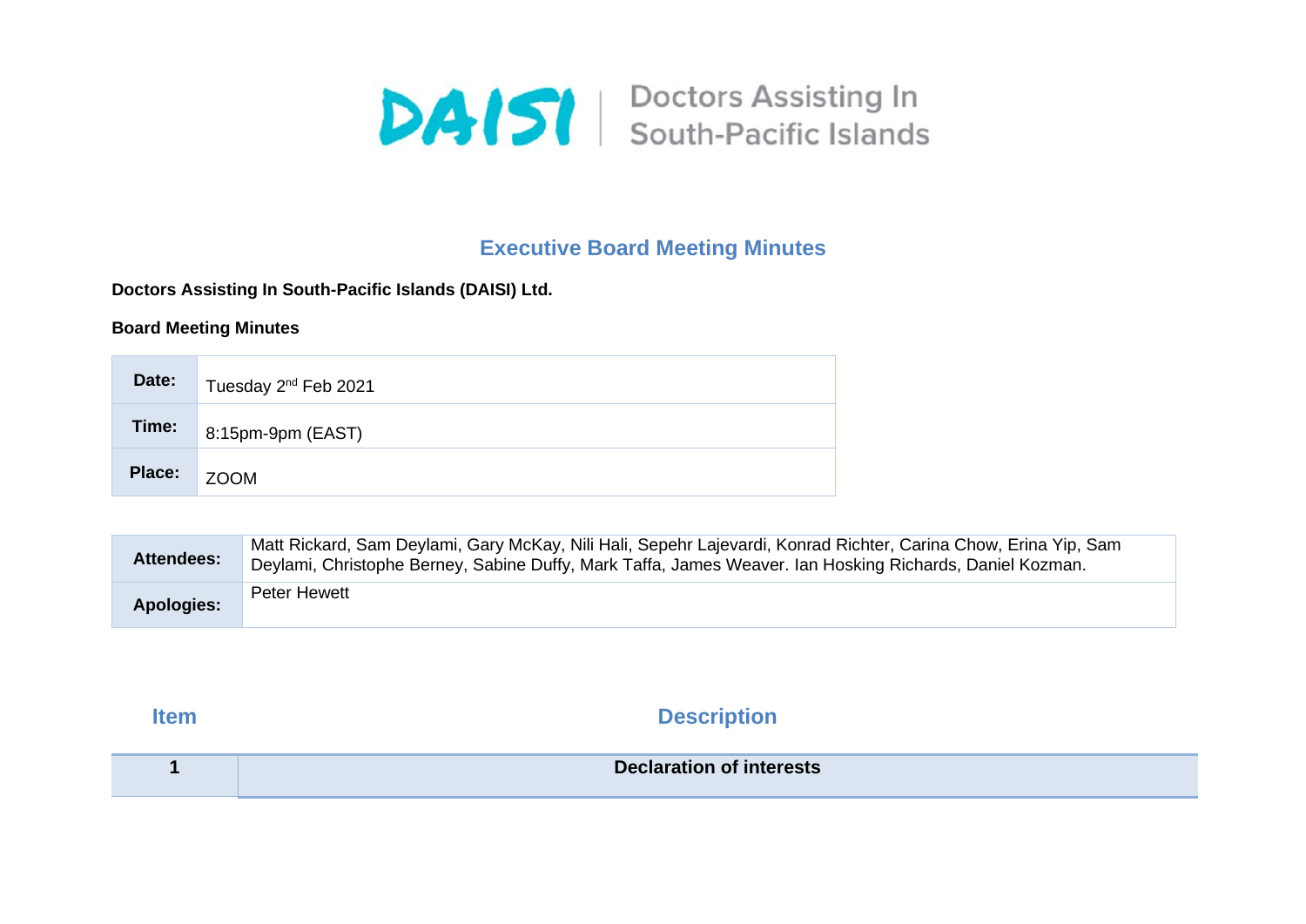DAISI | Doctors Assisting In South-Pacific Islands

# Executive Board Meeting Minutes

**Doctors Assisting In South-Pacific Islands (DAISI) Ltd.**

**Board Meeting Minutes**

| | |
|---|---|
| **Date:** | Tuesday 2nd Feb 2021 |
| **Time:** | 8:15pm-9pm (EAST) |
| **Place:** | ZOOM |

| | |
|---|---|
| **Attendees:** | Matt Rickard, Sam Deylami, Gary McKay, Nili Hali, Sepehr Lajevardi, Konrad Richter, Carina Chow, Erina Yip, Sam Deylami, Christophe Berney, Sabine Duffy, Mark Taffa, James Weaver. Ian Hosking Richards, Daniel Kozman. |
| **Apologies:** | Peter Hewett |

| Item | Description |
|---|---|
| **1** | **Declaration of interests** |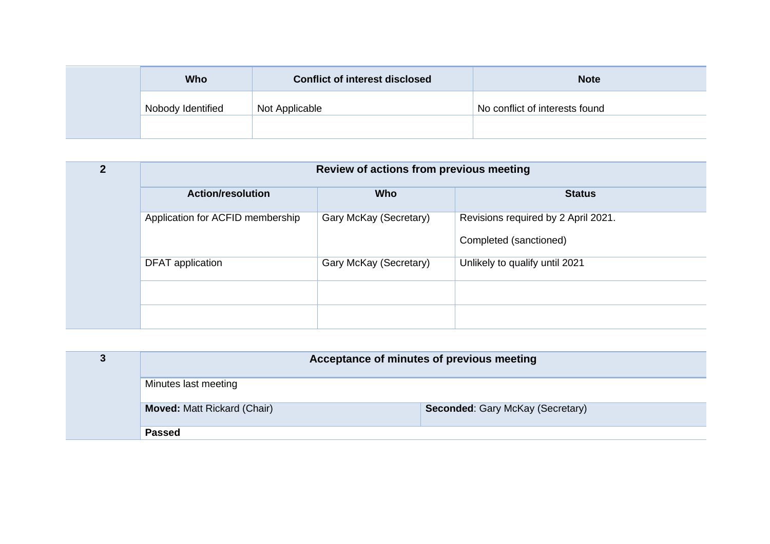| Who | Conflict of interest disclosed | Note |
|---|---|---|
| Nobody Identified | Not Applicable | No conflict of interests found |
| | | |

**2** **Review of actions from previous meeting**

| Action/resolution | Who | Status |
|---|---|---|
| Application for ACFID membership | Gary McKay (Secretary) | Revisions required by 2 April 2021.<br><br>Completed (sanctioned) |
| DFAT application | Gary McKay (Secretary) | Unlikely to qualify until 2021 |
| | | |
| | | |

**3** **Acceptance of minutes of previous meeting**

| Minutes last meeting | |
|---|---|
| **Moved:** Matt Rickard (Chair) | **Seconded**: Gary McKay (Secretary) |
| **Passed** | |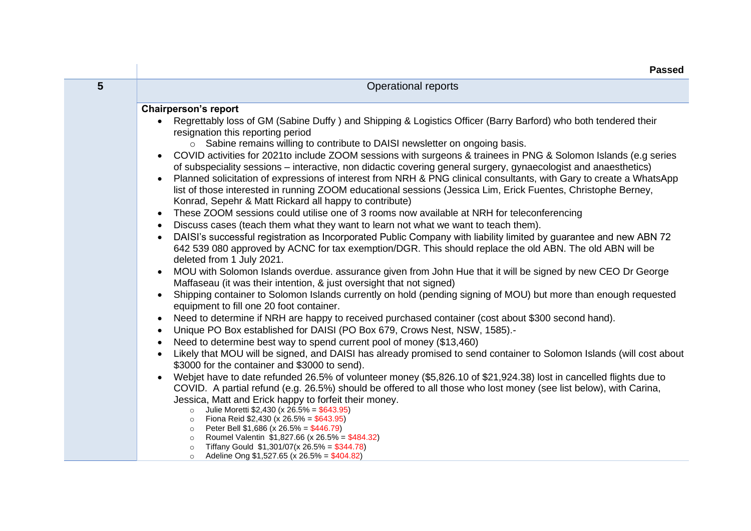| | **Passed** |
|---|---|
| **5** | Operational reports |

**Chairperson's report**

- Regrettably loss of GM (Sabine Duffy ) and Shipping & Logistics Officer (Barry Barford) who both tendered their resignation this reporting period
  - Sabine remains willing to contribute to DAISI newsletter on ongoing basis.
- COVID activities for 2021to include ZOOM sessions with surgeons & trainees in PNG & Solomon Islands (e.g series of subspeciality sessions – interactive, non didactic covering general surgery, gynaecologist and anaesthetics)
- Planned solicitation of expressions of interest from NRH & PNG clinical consultants, with Gary to create a WhatsApp list of those interested in running ZOOM educational sessions (Jessica Lim, Erick Fuentes, Christophe Berney, Konrad, Sepehr & Matt Rickard all happy to contribute)
- These ZOOM sessions could utilise one of 3 rooms now available at NRH for teleconferencing
- Discuss cases (teach them what they want to learn not what we want to teach them).
- DAISI's successful registration as Incorporated Public Company with liability limited by guarantee and new ABN 72 642 539 080 approved by ACNC for tax exemption/DGR. This should replace the old ABN. The old ABN will be deleted from 1 July 2021.
- MOU with Solomon Islands overdue. assurance given from John Hue that it will be signed by new CEO Dr George Maffaseau (it was their intention, & just oversight that not signed)
- Shipping container to Solomon Islands currently on hold (pending signing of MOU) but more than enough requested equipment to fill one 20 foot container.
- Need to determine if NRH are happy to received purchased container (cost about $300 second hand).
- Unique PO Box established for DAISI (PO Box 679, Crows Nest, NSW, 1585).-
- Need to determine best way to spend current pool of money ($13,460)
- Likely that MOU will be signed, and DAISI has already promised to send container to Solomon Islands (will cost about $3000 for the container and $3000 to send).
- Webjet have to date refunded 26.5% of volunteer money ($5,826.10 of $21,924.38) lost in cancelled flights due to COVID. A partial refund (e.g. 26.5%) should be offered to all those who lost money (see list below), with Carina, Jessica, Matt and Erick happy to forfeit their money.
  - Julie Moretti $2,430 (x 26.5% = $643.95)
  - Fiona Reid $2,430 (x 26.5% = $643.95)
  - Peter Bell $1,686 (x 26.5% = $446.79)
  - Roumel Valentin $1,827.66 (x 26.5% = $484.32)
  - Tiffany Gould $1,301/07(x 26.5% = $344.78)
  - Adeline Ong $1,527.65 (x 26.5% = $404.82)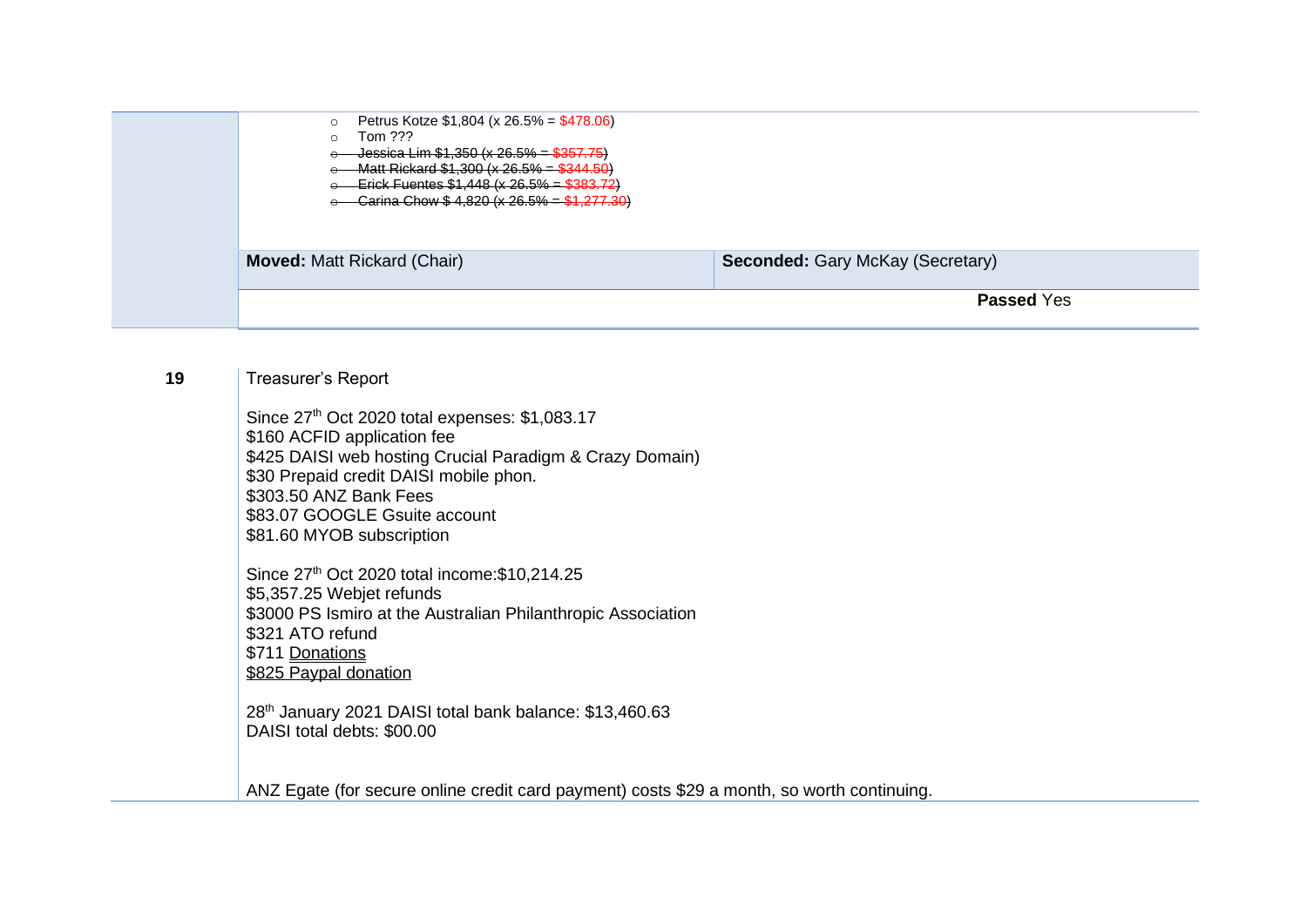- Petrus Kotze $1,804 (x 26.5% = $478.06)
- Tom ???
- ~~Jessica Lim $1,350 (x 26.5% = $357.75)~~
- ~~Matt Rickard $1,300 (x 26.5% = $344.50)~~
- ~~Erick Fuentes $1,448 (x 26.5% = $383.72)~~
- ~~Carina Chow $ 4,820 (x 26.5% = $1,277.30)~~

| **Moved:** Matt Rickard (Chair) | **Seconded:** Gary McKay (Secretary) |
| --- | --- |
| | **Passed** Yes |

**19** Treasurer's Report

Since 27th Oct 2020 total expenses: $1,083.17
$160 ACFID application fee
$425 DAISI web hosting Crucial Paradigm & Crazy Domain)
$30 Prepaid credit DAISI mobile phon.
$303.50 ANZ Bank Fees
$83.07 GOOGLE Gsuite account
$81.60 MYOB subscription

Since 27th Oct 2020 total income:$10,214.25
$5,357.25 Webjet refunds
$3000 PS Ismiro at the Australian Philanthropic Association
$321 ATO refund
$711 Donations
$825 Paypal donation

28th January 2021 DAISI total bank balance: $13,460.63
DAISI total debts: $00.00

ANZ Egate (for secure online credit card payment) costs $29 a month, so worth continuing.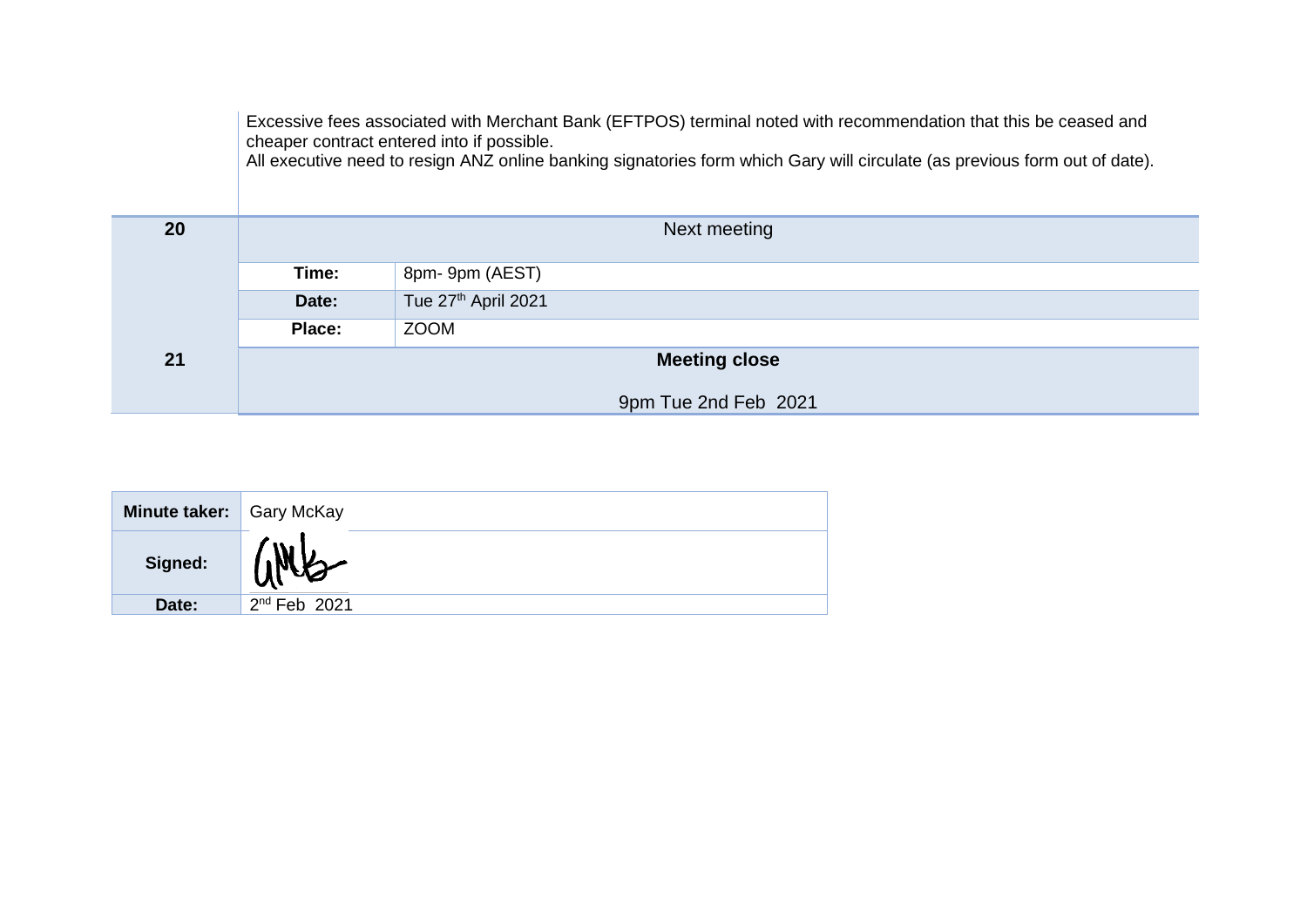| | |
|---|---|
| | Excessive fees associated with Merchant Bank (EFTPOS) terminal noted with recommendation that this be ceased and cheaper contract entered into if possible.<br>All executive need to resign ANZ online banking signatories form which Gary will circulate (as previous form out of date). |

| | | |
|---|---|---|
| **20** | Next meeting | |
| | **Time:** | 8pm- 9pm (AEST) |
| | **Date:** | Tue 27th April 2021 |
| | **Place:** | ZOOM |
| **21** | **Meeting close**<br>9pm Tue 2nd Feb 2021 | |

| | |
|---|---|
| **Minute taker:** | Gary McKay |
| **Signed:** | GMcK |
| **Date:** | 2nd Feb 2021 |